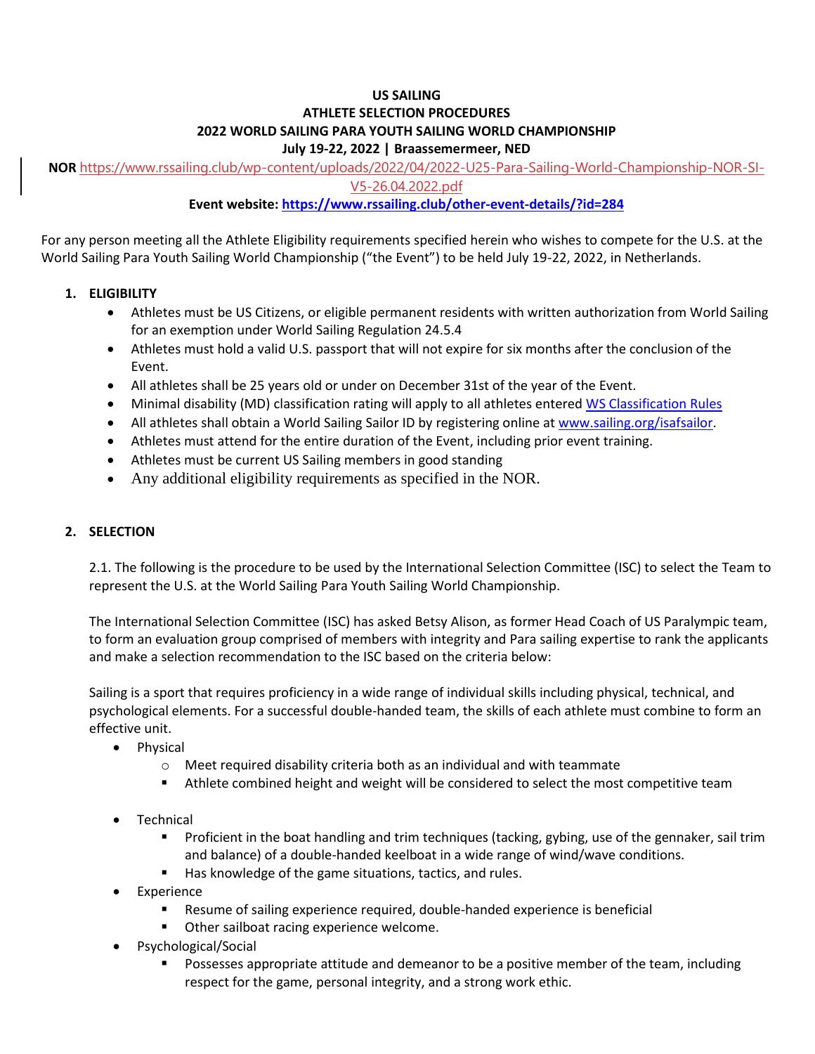# US SAILING
## ATHLETE SELECTION PROCEDURES
## 2022 WORLD SAILING PARA YOUTH SAILING WORLD CHAMPIONSHIP
### July 19-22, 2022 | Braassemermeer, NED

**NOR** https://www.rssailing.club/wp-content/uploads/2022/04/2022-U25-Para-Sailing-World-Championship-NOR-SI-V5-26.04.2022.pdf

**Event website: https://www.rssailing.club/other-event-details/?id=284**

For any person meeting all the Athlete Eligibility requirements specified herein who wishes to compete for the U.S. at the World Sailing Para Youth Sailing World Championship ("the Event") to be held July 19-22, 2022, in Netherlands.

1. **ELIGIBILITY**
   - Athletes must be US Citizens, or eligible permanent residents with written authorization from World Sailing for an exemption under World Sailing Regulation 24.5.4
   - Athletes must hold a valid U.S. passport that will not expire for six months after the conclusion of the Event.
   - All athletes shall be 25 years old or under on December 31st of the year of the Event.
   - Minimal disability (MD) classification rating will apply to all athletes entered WS Classification Rules
   - All athletes shall obtain a World Sailing Sailor ID by registering online at www.sailing.org/isafsailor.
   - Athletes must attend for the entire duration of the Event, including prior event training.
   - Athletes must be current US Sailing members in good standing
   - Any additional eligibility requirements as specified in the NOR.

2. **SELECTION**

   2.1. The following is the procedure to be used by the International Selection Committee (ISC) to select the Team to represent the U.S. at the World Sailing Para Youth Sailing World Championship.

   The International Selection Committee (ISC) has asked Betsy Alison, as former Head Coach of US Paralympic team, to form an evaluation group comprised of members with integrity and Para sailing expertise to rank the applicants and make a selection recommendation to the ISC based on the criteria below:

   Sailing is a sport that requires proficiency in a wide range of individual skills including physical, technical, and psychological elements. For a successful double-handed team, the skills of each athlete must combine to form an effective unit.

   - Physical
     - Meet required disability criteria both as an individual and with teammate
       - Athlete combined height and weight will be considered to select the most competitive team
   - Technical
     - Proficient in the boat handling and trim techniques (tacking, gybing, use of the gennaker, sail trim and balance) of a double-handed keelboat in a wide range of wind/wave conditions.
     - Has knowledge of the game situations, tactics, and rules.
   - Experience
     - Resume of sailing experience required, double-handed experience is beneficial
     - Other sailboat racing experience welcome.
   - Psychological/Social
     - Possesses appropriate attitude and demeanor to be a positive member of the team, including respect for the game, personal integrity, and a strong work ethic.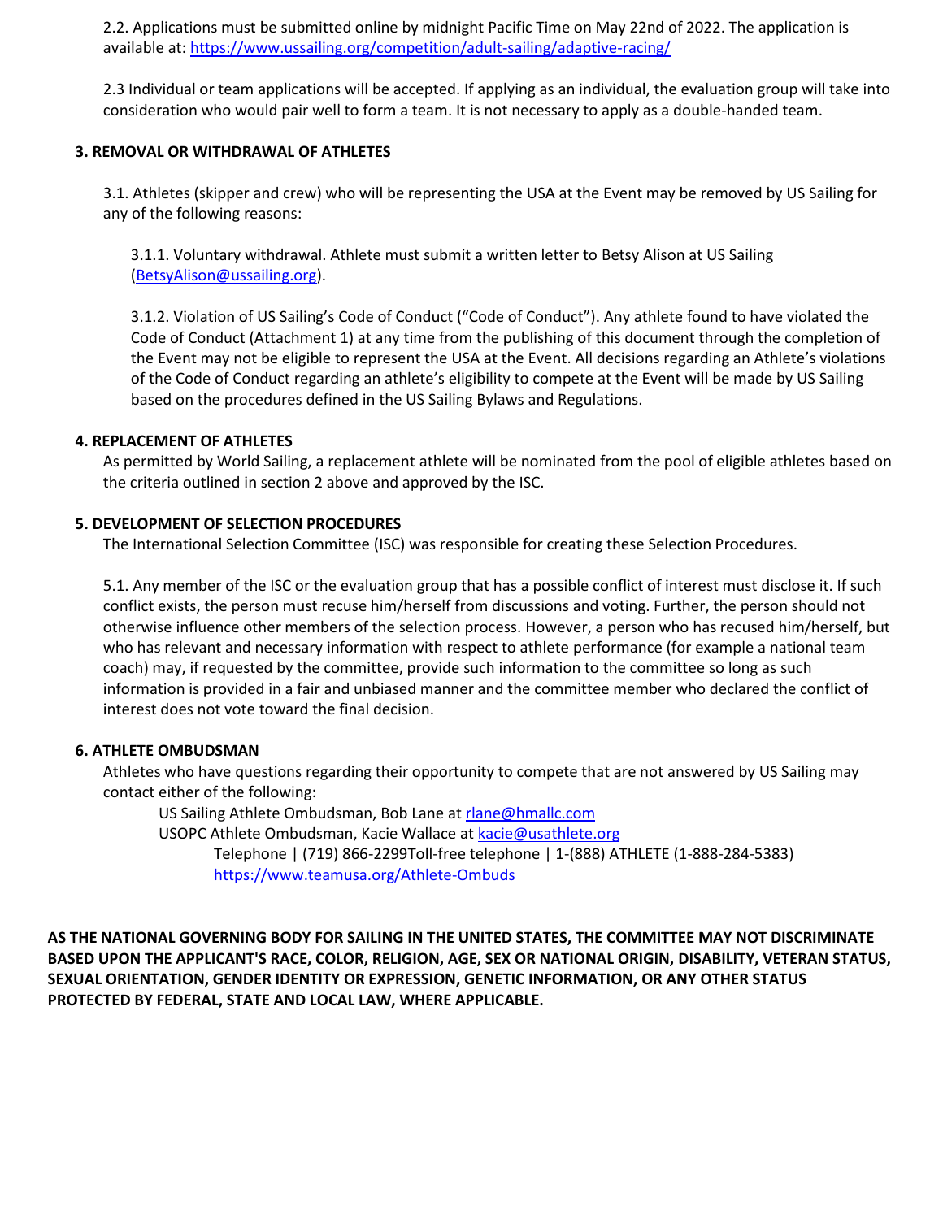2.2. Applications must be submitted online by midnight Pacific Time on May 22nd of 2022. The application is available at: https://www.ussailing.org/competition/adult-sailing/adaptive-racing/

2.3 Individual or team applications will be accepted. If applying as an individual, the evaluation group will take into consideration who would pair well to form a team. It is not necessary to apply as a double-handed team.

### 3. REMOVAL OR WITHDRAWAL OF ATHLETES

3.1. Athletes (skipper and crew) who will be representing the USA at the Event may be removed by US Sailing for any of the following reasons:

3.1.1. Voluntary withdrawal. Athlete must submit a written letter to Betsy Alison at US Sailing (BetsyAlison@ussailing.org).

3.1.2. Violation of US Sailing's Code of Conduct ("Code of Conduct"). Any athlete found to have violated the Code of Conduct (Attachment 1) at any time from the publishing of this document through the completion of the Event may not be eligible to represent the USA at the Event. All decisions regarding an Athlete's violations of the Code of Conduct regarding an athlete's eligibility to compete at the Event will be made by US Sailing based on the procedures defined in the US Sailing Bylaws and Regulations.

### 4. REPLACEMENT OF ATHLETES

As permitted by World Sailing, a replacement athlete will be nominated from the pool of eligible athletes based on the criteria outlined in section 2 above and approved by the ISC.

### 5. DEVELOPMENT OF SELECTION PROCEDURES

The International Selection Committee (ISC) was responsible for creating these Selection Procedures.

5.1. Any member of the ISC or the evaluation group that has a possible conflict of interest must disclose it. If such conflict exists, the person must recuse him/herself from discussions and voting. Further, the person should not otherwise influence other members of the selection process. However, a person who has recused him/herself, but who has relevant and necessary information with respect to athlete performance (for example a national team coach) may, if requested by the committee, provide such information to the committee so long as such information is provided in a fair and unbiased manner and the committee member who declared the conflict of interest does not vote toward the final decision.

### 6. ATHLETE OMBUDSMAN

Athletes who have questions regarding their opportunity to compete that are not answered by US Sailing may contact either of the following:

US Sailing Athlete Ombudsman, Bob Lane at rlane@hmallc.com
USOPC Athlete Ombudsman, Kacie Wallace at kacie@usathlete.org
Telephone | (719) 866-2299Toll-free telephone | 1-(888) ATHLETE (1-888-284-5383)
https://www.teamusa.org/Athlete-Ombuds

**AS THE NATIONAL GOVERNING BODY FOR SAILING IN THE UNITED STATES, THE COMMITTEE MAY NOT DISCRIMINATE BASED UPON THE APPLICANT'S RACE, COLOR, RELIGION, AGE, SEX OR NATIONAL ORIGIN, DISABILITY, VETERAN STATUS, SEXUAL ORIENTATION, GENDER IDENTITY OR EXPRESSION, GENETIC INFORMATION, OR ANY OTHER STATUS PROTECTED BY FEDERAL, STATE AND LOCAL LAW, WHERE APPLICABLE.**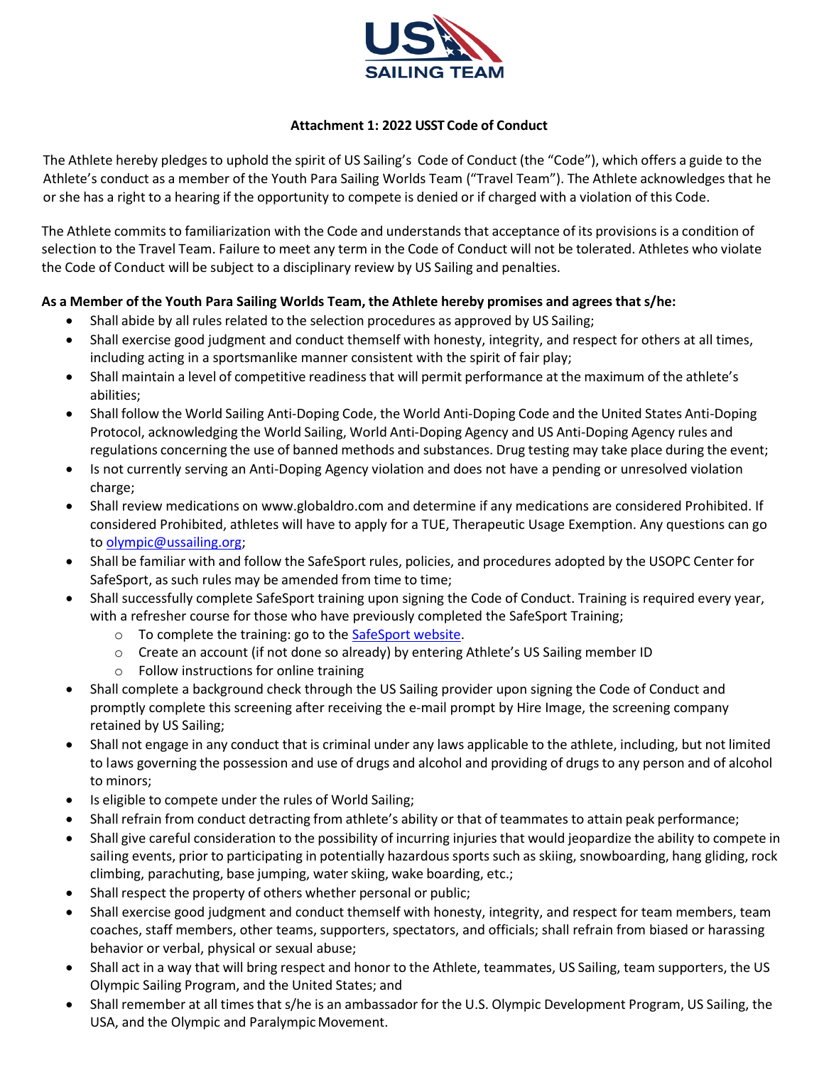### Attachment 1: 2022 USST Code of Conduct

The Athlete hereby pledges to uphold the spirit of US Sailing's Code of Conduct (the "Code"), which offers a guide to the Athlete's conduct as a member of the Youth Para Sailing Worlds Team ("Travel Team"). The Athlete acknowledges that he or she has a right to a hearing if the opportunity to compete is denied or if charged with a violation of this Code.

The Athlete commits to familiarization with the Code and understands that acceptance of its provisions is a condition of selection to the Travel Team. Failure to meet any term in the Code of Conduct will not be tolerated. Athletes who violate the Code of Conduct will be subject to a disciplinary review by US Sailing and penalties.

**As a Member of the Youth Para Sailing Worlds Team, the Athlete hereby promises and agrees that s/he:**

- Shall abide by all rules related to the selection procedures as approved by US Sailing;
- Shall exercise good judgment and conduct themself with honesty, integrity, and respect for others at all times, including acting in a sportsmanlike manner consistent with the spirit of fair play;
- Shall maintain a level of competitive readiness that will permit performance at the maximum of the athlete's abilities;
- Shall follow the World Sailing Anti-Doping Code, the World Anti-Doping Code and the United States Anti-Doping Protocol, acknowledging the World Sailing, World Anti-Doping Agency and US Anti-Doping Agency rules and regulations concerning the use of banned methods and substances. Drug testing may take place during the event;
- Is not currently serving an Anti-Doping Agency violation and does not have a pending or unresolved violation charge;
- Shall review medications on www.globaldro.com and determine if any medications are considered Prohibited. If considered Prohibited, athletes will have to apply for a TUE, Therapeutic Usage Exemption. Any questions can go to olympic@ussailing.org;
- Shall be familiar with and follow the SafeSport rules, policies, and procedures adopted by the USOPC Center for SafeSport, as such rules may be amended from time to time;
- Shall successfully complete SafeSport training upon signing the Code of Conduct. Training is required every year, with a refresher course for those who have previously completed the SafeSport Training;
  - To complete the training: go to the SafeSport website.
  - Create an account (if not done so already) by entering Athlete's US Sailing member ID
  - Follow instructions for online training
- Shall complete a background check through the US Sailing provider upon signing the Code of Conduct and promptly complete this screening after receiving the e-mail prompt by Hire Image, the screening company retained by US Sailing;
- Shall not engage in any conduct that is criminal under any laws applicable to the athlete, including, but not limited to laws governing the possession and use of drugs and alcohol and providing of drugs to any person and of alcohol to minors;
- Is eligible to compete under the rules of World Sailing;
- Shall refrain from conduct detracting from athlete's ability or that of teammates to attain peak performance;
- Shall give careful consideration to the possibility of incurring injuries that would jeopardize the ability to compete in sailing events, prior to participating in potentially hazardous sports such as skiing, snowboarding, hang gliding, rock climbing, parachuting, base jumping, water skiing, wake boarding, etc.;
- Shall respect the property of others whether personal or public;
- Shall exercise good judgment and conduct themself with honesty, integrity, and respect for team members, team coaches, staff members, other teams, supporters, spectators, and officials; shall refrain from biased or harassing behavior or verbal, physical or sexual abuse;
- Shall act in a way that will bring respect and honor to the Athlete, teammates, US Sailing, team supporters, the US Olympic Sailing Program, and the United States; and
- Shall remember at all times that s/he is an ambassador for the U.S. Olympic Development Program, US Sailing, the USA, and the Olympic and Paralympic Movement.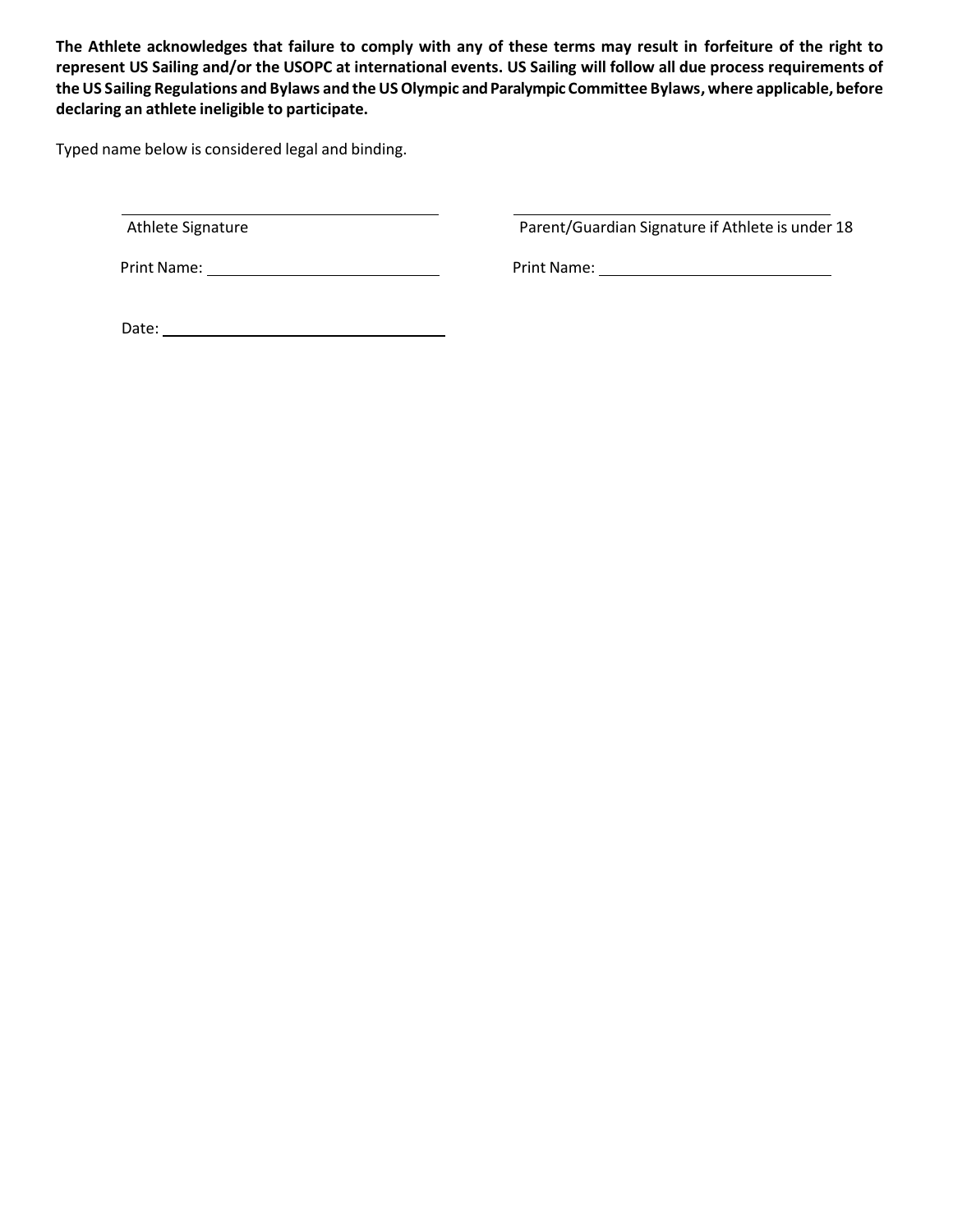**The Athlete acknowledges that failure to comply with any of these terms may result in forfeiture of the right to represent US Sailing and/or the USOPC at international events. US Sailing will follow all due process requirements of the US Sailing Regulations and Bylaws and the US Olympic and Paralympic Committee Bylaws, where applicable, before declaring an athlete ineligible to participate.**

Typed name below is considered legal and binding.

| | |
|---|---|
| \_\_\_\_\_\_\_\_\_\_\_\_\_\_\_\_\_\_\_\_\_\_\_\_\_\_\_\_\_\_ | \_\_\_\_\_\_\_\_\_\_\_\_\_\_\_\_\_\_\_\_\_\_\_\_\_\_\_\_\_\_ |
| Athlete Signature | Parent/Guardian Signature if Athlete is under 18 |
| Print Name: \_\_\_\_\_\_\_\_\_\_\_\_\_\_\_\_\_\_\_\_\_\_ | Print Name: \_\_\_\_\_\_\_\_\_\_\_\_\_\_\_\_\_\_\_\_\_\_ |

Date: \_\_\_\_\_\_\_\_\_\_\_\_\_\_\_\_\_\_\_\_\_\_\_\_\_\_\_\_